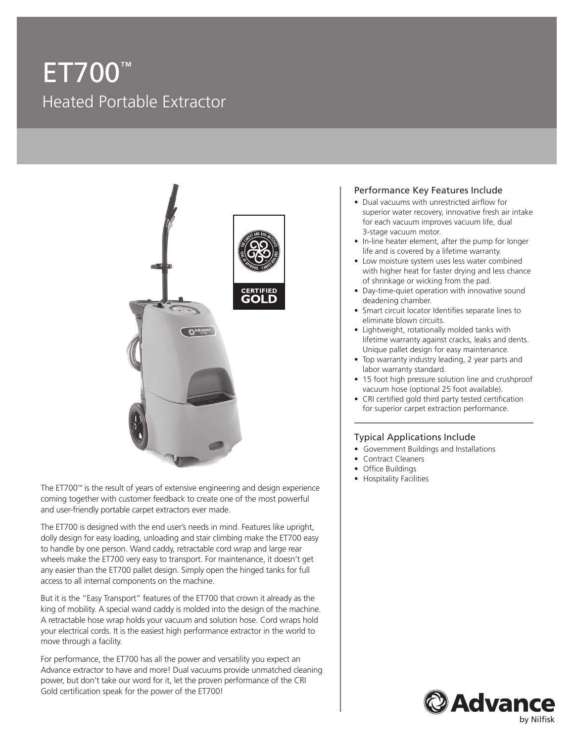# ET700™

## Heated Portable Extractor

The ET700™ is the result of years of extensive engineering and design experience coming together with customer feedback to create one of the most powerful and user-friendly portable carpet extractors ever made.

The ET700 is designed with the end user's needs in mind. Features like upright, dolly design for easy loading, unloading and stair climbing make the ET700 easy to handle by one person. Wand caddy, retractable cord wrap and large rear wheels make the ET700 very easy to transport. For maintenance, it doesn't get any easier than the ET700 pallet design. Simply open the hinged tanks for full access to all internal components on the machine.

But it is the "Easy Transport" features of the ET700 that crown it already as the king of mobility. A special wand caddy is molded into the design of the machine. A retractable hose wrap holds your vacuum and solution hose. Cord wraps hold your electrical cords. It is the easiest high performance extractor in the world to move through a facility.

For performance, the ET700 has all the power and versatility you expect an Advance extractor to have and more! Dual vacuums provide unmatched cleaning power, but don't take our word for it, let the proven performance of the CRI Gold certification speak for the power of the ET700!

### Performance Key Features Include

- Dual vacuums with unrestricted airflow for superior water recovery, innovative fresh air intake for each vacuum improves vacuum life, dual 3-stage vacuum motor.
- In-line heater element, after the pump for longer life and is covered by a lifetime warranty.
- Low moisture system uses less water combined with higher heat for faster drying and less chance of shrinkage or wicking from the pad.
- Day-time-quiet operation with innovative sound deadening chamber.
- Smart circuit locator Identifies separate lines to eliminate blown circuits.
- Lightweight, rotationally molded tanks with lifetime warranty against cracks, leaks and dents. Unique pallet design for easy maintenance.
- Top warranty industry leading, 2 year parts and labor warranty standard.
- 15 foot high pressure solution line and crushproof vacuum hose (optional 25 foot available).
- CRI certified gold third party tested certification for superior carpet extraction performance.

### Typical Applications Include

- Government Buildings and Installations
- Contract Cleaners
- Office Buildings
- Hospitality Facilities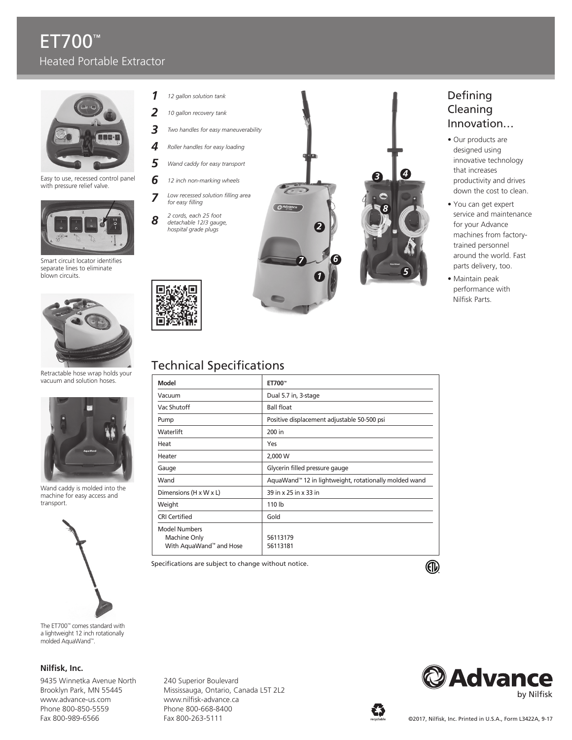# ET700™

## Heated Portable Extractor

Easy to use, recessed control panel with pressure relief valve.

Smart circuit locator identifies separate lines to eliminate blown circuits.

Retractable hose wrap holds your vacuum and solution hoses.

Wand caddy is molded into the machine for easy access and transport.

The ET700™ comes standard with a lightweight 12 inch rotationally molded AquaWand™.

1. *12 gallon solution tank*
2. *10 gallon recovery tank*
3. *Two handles for easy maneuverability*
4. *Roller handles for easy loading*
5. *Wand caddy for easy transport*
6. *12 inch non-marking wheels*
7. *Low recessed solution filling area for easy filling*
8. *2 cords, each 25 foot detachable 12/3 gauge, hospital grade plugs*

## Defining Cleaning Innovation…

- Our products are designed using innovative technology that increases productivity and drives down the cost to clean.
- You can get expert service and maintenance for your Advance machines from factory-trained personnel around the world. Fast parts delivery, too.
- Maintain peak performance with Nilfisk Parts.

## Technical Specifications

| **Model** | **ET700™** |
|---|---|
| Vacuum | Dual 5.7 in, 3-stage |
| Vac Shutoff | Ball float |
| Pump | Positive displacement adjustable 50-500 psi |
| Waterlift | 200 in |
| Heat | Yes |
| Heater | 2,000 W |
| Gauge | Glycerin filled pressure gauge |
| Wand | AquaWand™ 12 in lightweight, rotationally molded wand |
| Dimensions (H x W x L) | 39 in x 25 in x 33 in |
| Weight | 110 lb |
| CRI Certified | Gold |
| Model Numbers<br>Machine Only<br>With AquaWand™ and Hose | <br>56113179<br>56113181 |

Specifications are subject to change without notice.

**Nilfisk, Inc.**

9435 Winnetka Avenue North
Brooklyn Park, MN 55445
www.advance-us.com
Phone 800-850-5559
Fax 800-989-6566

240 Superior Boulevard
Mississauga, Ontario, Canada L5T 2L2
www.nilfisk-advance.ca
Phone 800-668-8400
Fax 800-263-5111

Advance by Nilfisk

©2017, Nilfisk, Inc. Printed in U.S.A., Form L3422A, 9-17